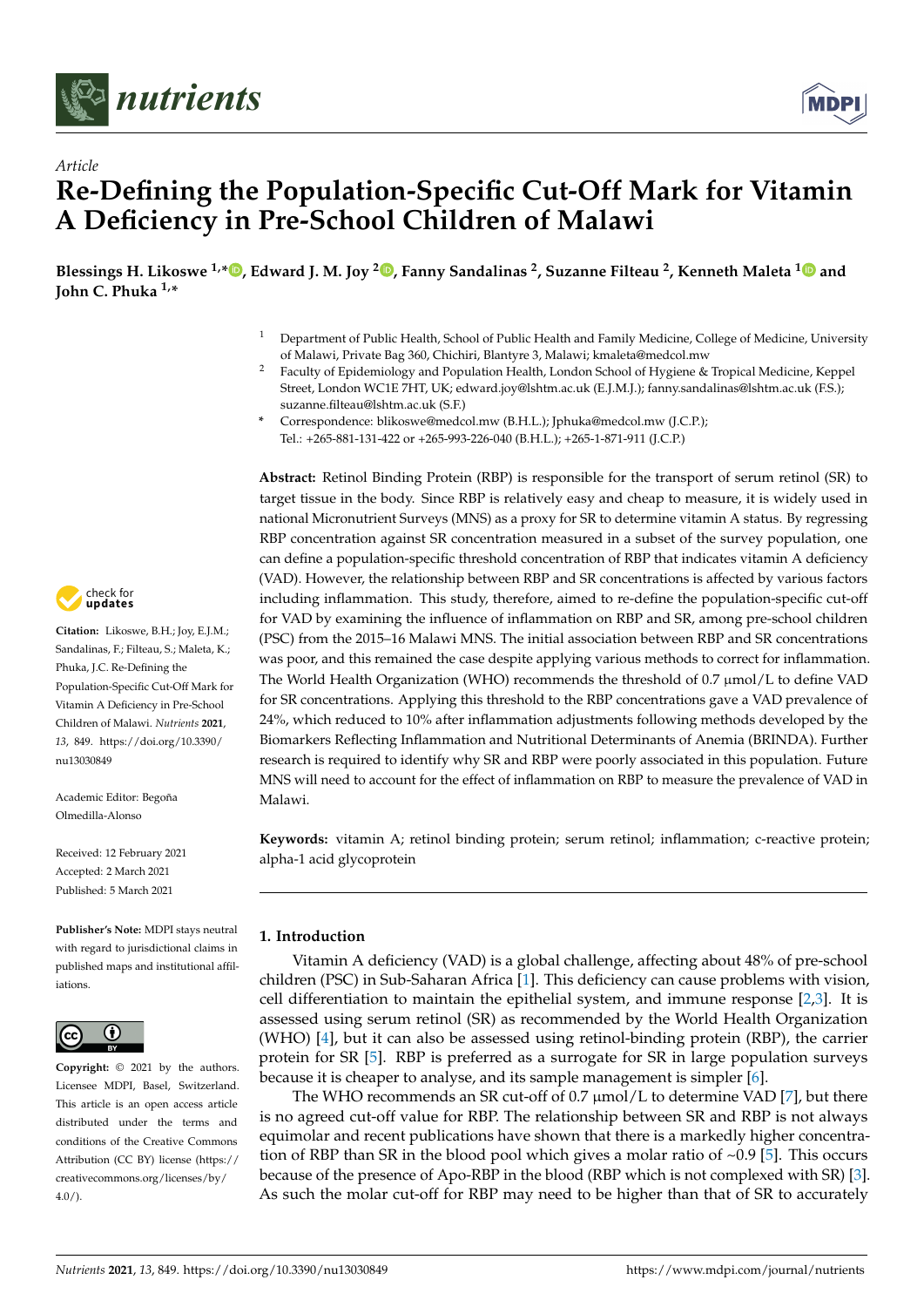*Article*

# Re-Defining the Population-Specific Cut-Off Mark for Vitamin A Deficiency in Pre-School Children of Malawi

**Blessings H. Likoswe [1,*], Edward J. M. Joy [2], Fanny Sandalinas [2], Suzanne Filteau [2], Kenneth Maleta [1] and John C. Phuka [1,*]**

[1] Department of Public Health, School of Public Health and Family Medicine, College of Medicine, University of Malawi, Private Bag 360, Chichiri, Blantyre 3, Malawi; kmaleta@medcol.mw

[2] Faculty of Epidemiology and Population Health, London School of Hygiene & Tropical Medicine, Keppel Street, London WC1E 7HT, UK; edward.joy@lshtm.ac.uk (E.J.M.J.); fanny.sandalinas@lshtm.ac.uk (F.S.); suzanne.filteau@lshtm.ac.uk (S.F.)

\* Correspondence: blikoswe@medcol.mw (B.H.L.); Jphuka@medcol.mw (J.C.P.); Tel.: +265-881-131-422 or +265-993-226-040 (B.H.L.); +265-1-871-911 (J.C.P.)

**Citation:** Likoswe, B.H.; Joy, E.J.M.; Sandalinas, F.; Filteau, S.; Maleta, K.; Phuka, J.C. Re-Defining the Population-Specific Cut-Off Mark for Vitamin A Deficiency in Pre-School Children of Malawi. *Nutrients* **2021**, *13*, 849. https://doi.org/10.3390/nu13030849

Academic Editor: Begoña Olmedilla-Alonso

Received: 12 February 2021
Accepted: 2 March 2021
Published: 5 March 2021

**Publisher's Note:** MDPI stays neutral with regard to jurisdictional claims in published maps and institutional affiliations.

**Copyright:** © 2021 by the authors. Licensee MDPI, Basel, Switzerland. This article is an open access article distributed under the terms and conditions of the Creative Commons Attribution (CC BY) license (https://creativecommons.org/licenses/by/4.0/).

**Abstract:** Retinol Binding Protein (RBP) is responsible for the transport of serum retinol (SR) to target tissue in the body. Since RBP is relatively easy and cheap to measure, it is widely used in national Micronutrient Surveys (MNS) as a proxy for SR to determine vitamin A status. By regressing RBP concentration against SR concentration measured in a subset of the survey population, one can define a population-specific threshold concentration of RBP that indicates vitamin A deficiency (VAD). However, the relationship between RBP and SR concentrations is affected by various factors including inflammation. This study, therefore, aimed to re-define the population-specific cut-off for VAD by examining the influence of inflammation on RBP and SR, among pre-school children (PSC) from the 2015–16 Malawi MNS. The initial association between RBP and SR concentrations was poor, and this remained the case despite applying various methods to correct for inflammation. The World Health Organization (WHO) recommends the threshold of 0.7 µmol/L to define VAD for SR concentrations. Applying this threshold to the RBP concentrations gave a VAD prevalence of 24%, which reduced to 10% after inflammation adjustments following methods developed by the Biomarkers Reflecting Inflammation and Nutritional Determinants of Anemia (BRINDA). Further research is required to identify why SR and RBP were poorly associated in this population. Future MNS will need to account for the effect of inflammation on RBP to measure the prevalence of VAD in Malawi.

**Keywords:** vitamin A; retinol binding protein; serum retinol; inflammation; c-reactive protein; alpha-1 acid glycoprotein

## 1. Introduction

Vitamin A deficiency (VAD) is a global challenge, affecting about 48% of pre-school children (PSC) in Sub-Saharan Africa [1]. This deficiency can cause problems with vision, cell differentiation to maintain the epithelial system, and immune response [2,3]. It is assessed using serum retinol (SR) as recommended by the World Health Organization (WHO) [4], but it can also be assessed using retinol-binding protein (RBP), the carrier protein for SR [5]. RBP is preferred as a surrogate for SR in large population surveys because it is cheaper to analyse, and its sample management is simpler [6].

The WHO recommends an SR cut-off of 0.7 µmol/L to determine VAD [7], but there is no agreed cut-off value for RBP. The relationship between SR and RBP is not always equimolar and recent publications have shown that there is a markedly higher concentration of RBP than SR in the blood pool which gives a molar ratio of ~0.9 [5]. This occurs because of the presence of Apo-RBP in the blood (RBP which is not complexed with SR) [3]. As such the molar cut-off for RBP may need to be higher than that of SR to accurately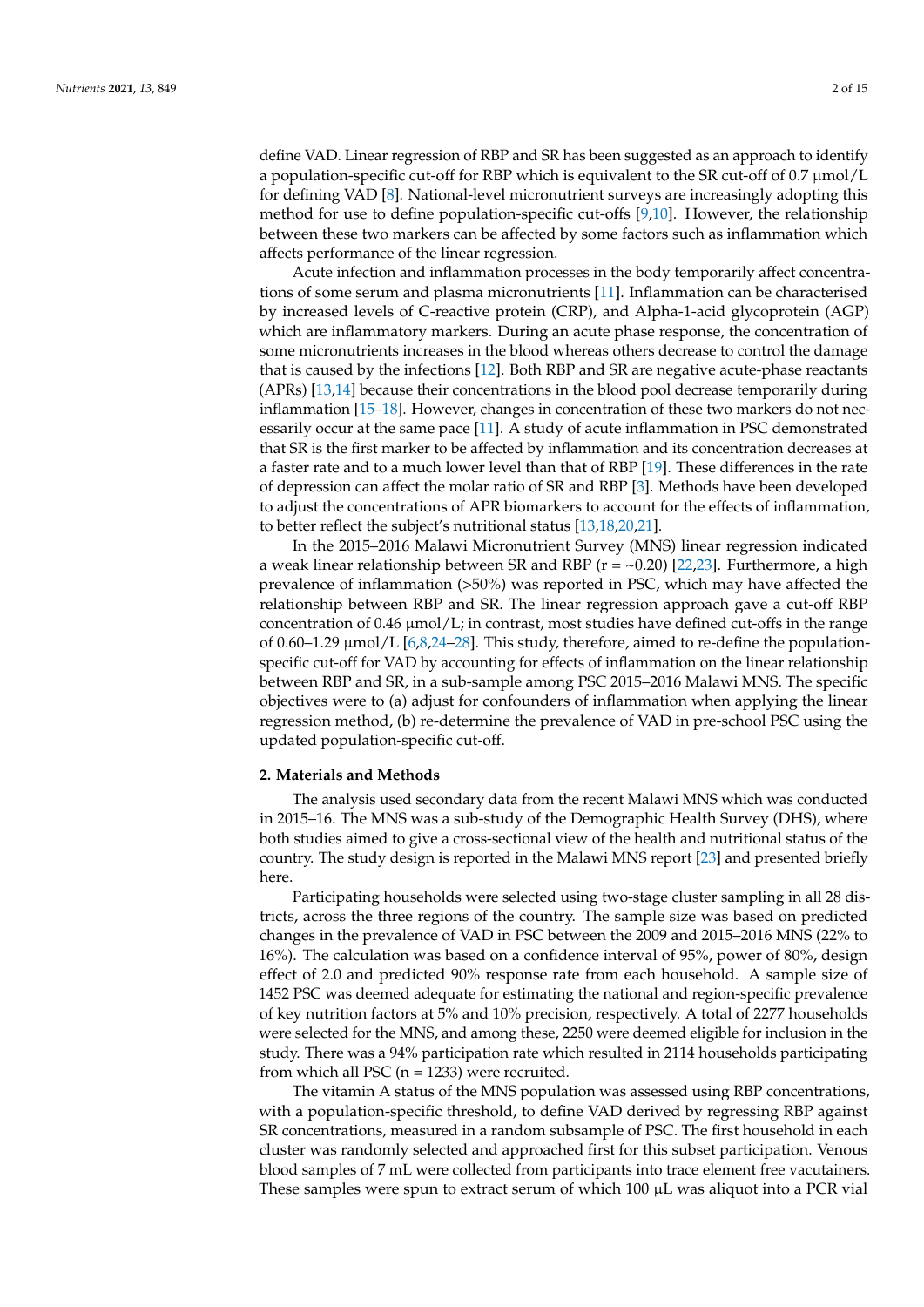define VAD. Linear regression of RBP and SR has been suggested as an approach to identify a population-specific cut-off for RBP which is equivalent to the SR cut-off of 0.7 μmol/L for defining VAD [8]. National-level micronutrient surveys are increasingly adopting this method for use to define population-specific cut-offs [9,10]. However, the relationship between these two markers can be affected by some factors such as inflammation which affects performance of the linear regression.

Acute infection and inflammation processes in the body temporarily affect concentrations of some serum and plasma micronutrients [11]. Inflammation can be characterised by increased levels of C-reactive protein (CRP), and Alpha-1-acid glycoprotein (AGP) which are inflammatory markers. During an acute phase response, the concentration of some micronutrients increases in the blood whereas others decrease to control the damage that is caused by the infections [12]. Both RBP and SR are negative acute-phase reactants (APRs) [13,14] because their concentrations in the blood pool decrease temporarily during inflammation [15–18]. However, changes in concentration of these two markers do not necessarily occur at the same pace [11]. A study of acute inflammation in PSC demonstrated that SR is the first marker to be affected by inflammation and its concentration decreases at a faster rate and to a much lower level than that of RBP [19]. These differences in the rate of depression can affect the molar ratio of SR and RBP [3]. Methods have been developed to adjust the concentrations of APR biomarkers to account for the effects of inflammation, to better reflect the subject's nutritional status [13,18,20,21].

In the 2015–2016 Malawi Micronutrient Survey (MNS) linear regression indicated a weak linear relationship between SR and RBP (r = ~0.20) [22,23]. Furthermore, a high prevalence of inflammation (>50%) was reported in PSC, which may have affected the relationship between RBP and SR. The linear regression approach gave a cut-off RBP concentration of 0.46 μmol/L; in contrast, most studies have defined cut-offs in the range of 0.60–1.29 μmol/L [6,8,24–28]. This study, therefore, aimed to re-define the population-specific cut-off for VAD by accounting for effects of inflammation on the linear relationship between RBP and SR, in a sub-sample among PSC 2015–2016 Malawi MNS. The specific objectives were to (a) adjust for confounders of inflammation when applying the linear regression method, (b) re-determine the prevalence of VAD in pre-school PSC using the updated population-specific cut-off.

## 2. Materials and Methods

The analysis used secondary data from the recent Malawi MNS which was conducted in 2015–16. The MNS was a sub-study of the Demographic Health Survey (DHS), where both studies aimed to give a cross-sectional view of the health and nutritional status of the country. The study design is reported in the Malawi MNS report [23] and presented briefly here.

Participating households were selected using two-stage cluster sampling in all 28 districts, across the three regions of the country. The sample size was based on predicted changes in the prevalence of VAD in PSC between the 2009 and 2015–2016 MNS (22% to 16%). The calculation was based on a confidence interval of 95%, power of 80%, design effect of 2.0 and predicted 90% response rate from each household. A sample size of 1452 PSC was deemed adequate for estimating the national and region-specific prevalence of key nutrition factors at 5% and 10% precision, respectively. A total of 2277 households were selected for the MNS, and among these, 2250 were deemed eligible for inclusion in the study. There was a 94% participation rate which resulted in 2114 households participating from which all PSC (n = 1233) were recruited.

The vitamin A status of the MNS population was assessed using RBP concentrations, with a population-specific threshold, to define VAD derived by regressing RBP against SR concentrations, measured in a random subsample of PSC. The first household in each cluster was randomly selected and approached first for this subset participation. Venous blood samples of 7 mL were collected from participants into trace element free vacutainers. These samples were spun to extract serum of which 100 μL was aliquot into a PCR vial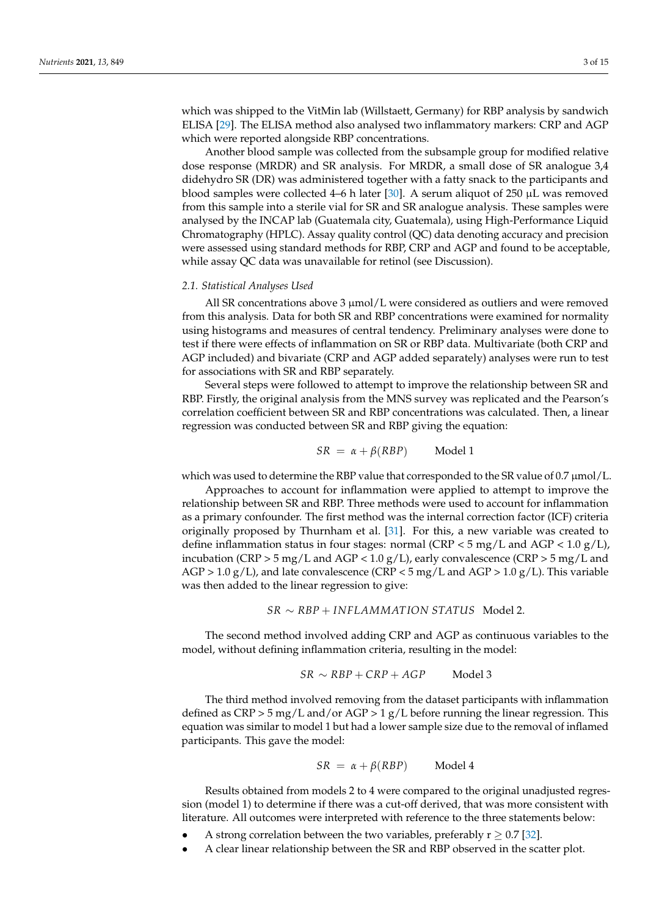which was shipped to the VitMin lab (Willstaett, Germany) for RBP analysis by sandwich ELISA [29]. The ELISA method also analysed two inflammatory markers: CRP and AGP which were reported alongside RBP concentrations.

Another blood sample was collected from the subsample group for modified relative dose response (MRDR) and SR analysis. For MRDR, a small dose of SR analogue 3,4 didehydro SR (DR) was administered together with a fatty snack to the participants and blood samples were collected 4–6 h later [30]. A serum aliquot of 250 µL was removed from this sample into a sterile vial for SR and SR analogue analysis. These samples were analysed by the INCAP lab (Guatemala city, Guatemala), using High-Performance Liquid Chromatography (HPLC). Assay quality control (QC) data denoting accuracy and precision were assessed using standard methods for RBP, CRP and AGP and found to be acceptable, while assay QC data was unavailable for retinol (see Discussion).

### *2.1. Statistical Analyses Used*

All SR concentrations above 3 µmol/L were considered as outliers and were removed from this analysis. Data for both SR and RBP concentrations were examined for normality using histograms and measures of central tendency. Preliminary analyses were done to test if there were effects of inflammation on SR or RBP data. Multivariate (both CRP and AGP included) and bivariate (CRP and AGP added separately) analyses were run to test for associations with SR and RBP separately.

Several steps were followed to attempt to improve the relationship between SR and RBP. Firstly, the original analysis from the MNS survey was replicated and the Pearson's correlation coefficient between SR and RBP concentrations was calculated. Then, a linear regression was conducted between SR and RBP giving the equation:

$$SR = \alpha + \beta(RBP) \qquad \text{Model 1}$$

which was used to determine the RBP value that corresponded to the SR value of 0.7 µmol/L.

Approaches to account for inflammation were applied to attempt to improve the relationship between SR and RBP. Three methods were used to account for inflammation as a primary confounder. The first method was the internal correction factor (ICF) criteria originally proposed by Thurnham et al. [31]. For this, a new variable was created to define inflammation status in four stages: normal (CRP < 5 mg/L and AGP < 1.0 g/L), incubation (CRP > 5 mg/L and AGP < 1.0 g/L), early convalescence (CRP > 5 mg/L and AGP > 1.0 g/L), and late convalescence (CRP < 5 mg/L and AGP > 1.0 g/L). This variable was then added to the linear regression to give:

$$SR \sim RBP + INFLAMMATION\ STATUS \quad \text{Model 2.}$$

The second method involved adding CRP and AGP as continuous variables to the model, without defining inflammation criteria, resulting in the model:

$$SR \sim RBP + CRP + AGP \qquad \text{Model 3}$$

The third method involved removing from the dataset participants with inflammation defined as CRP > 5 mg/L and/or AGP > 1 g/L before running the linear regression. This equation was similar to model 1 but had a lower sample size due to the removal of inflamed participants. This gave the model:

$$SR = \alpha + \beta(RBP) \qquad \text{Model 4}$$

Results obtained from models 2 to 4 were compared to the original unadjusted regression (model 1) to determine if there was a cut-off derived, that was more consistent with literature. All outcomes were interpreted with reference to the three statements below:

- A strong correlation between the two variables, preferably $r \geq 0.7$ [32].
- A clear linear relationship between the SR and RBP observed in the scatter plot.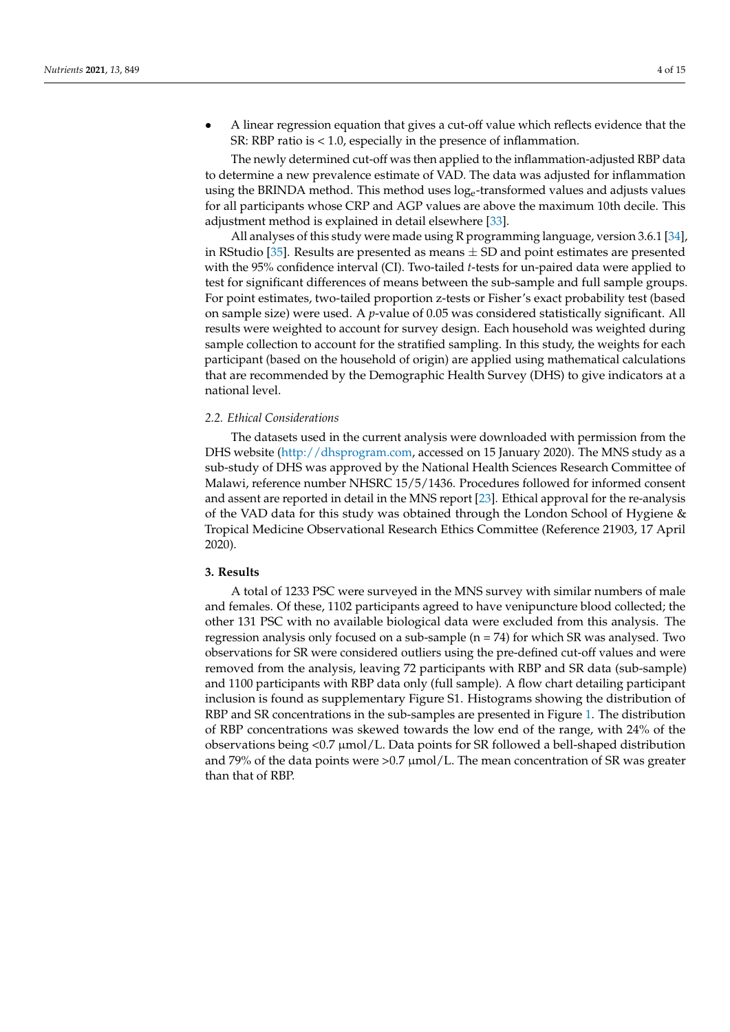- A linear regression equation that gives a cut-off value which reflects evidence that the SR: RBP ratio is < 1.0, especially in the presence of inflammation.

The newly determined cut-off was then applied to the inflammation-adjusted RBP data to determine a new prevalence estimate of VAD. The data was adjusted for inflammation using the BRINDA method. This method uses $\log_e$-transformed values and adjusts values for all participants whose CRP and AGP values are above the maximum 10th decile. This adjustment method is explained in detail elsewhere [33].

All analyses of this study were made using R programming language, version 3.6.1 [34], in RStudio [35]. Results are presented as means ± SD and point estimates are presented with the 95% confidence interval (CI). Two-tailed *t*-tests for un-paired data were applied to test for significant differences of means between the sub-sample and full sample groups. For point estimates, two-tailed proportion z-tests or Fisher's exact probability test (based on sample size) were used. A *p*-value of 0.05 was considered statistically significant. All results were weighted to account for survey design. Each household was weighted during sample collection to account for the stratified sampling. In this study, the weights for each participant (based on the household of origin) are applied using mathematical calculations that are recommended by the Demographic Health Survey (DHS) to give indicators at a national level.

### 2.2. Ethical Considerations

The datasets used in the current analysis were downloaded with permission from the DHS website (http://dhsprogram.com, accessed on 15 January 2020). The MNS study as a sub-study of DHS was approved by the National Health Sciences Research Committee of Malawi, reference number NHSRC 15/5/1436. Procedures followed for informed consent and assent are reported in detail in the MNS report [23]. Ethical approval for the re-analysis of the VAD data for this study was obtained through the London School of Hygiene & Tropical Medicine Observational Research Ethics Committee (Reference 21903, 17 April 2020).

## 3. Results

A total of 1233 PSC were surveyed in the MNS survey with similar numbers of male and females. Of these, 1102 participants agreed to have venipuncture blood collected; the other 131 PSC with no available biological data were excluded from this analysis. The regression analysis only focused on a sub-sample (n = 74) for which SR was analysed. Two observations for SR were considered outliers using the pre-defined cut-off values and were removed from the analysis, leaving 72 participants with RBP and SR data (sub-sample) and 1100 participants with RBP data only (full sample). A flow chart detailing participant inclusion is found as supplementary Figure S1. Histograms showing the distribution of RBP and SR concentrations in the sub-samples are presented in Figure 1. The distribution of RBP concentrations was skewed towards the low end of the range, with 24% of the observations being <0.7 μmol/L. Data points for SR followed a bell-shaped distribution and 79% of the data points were >0.7 μmol/L. The mean concentration of SR was greater than that of RBP.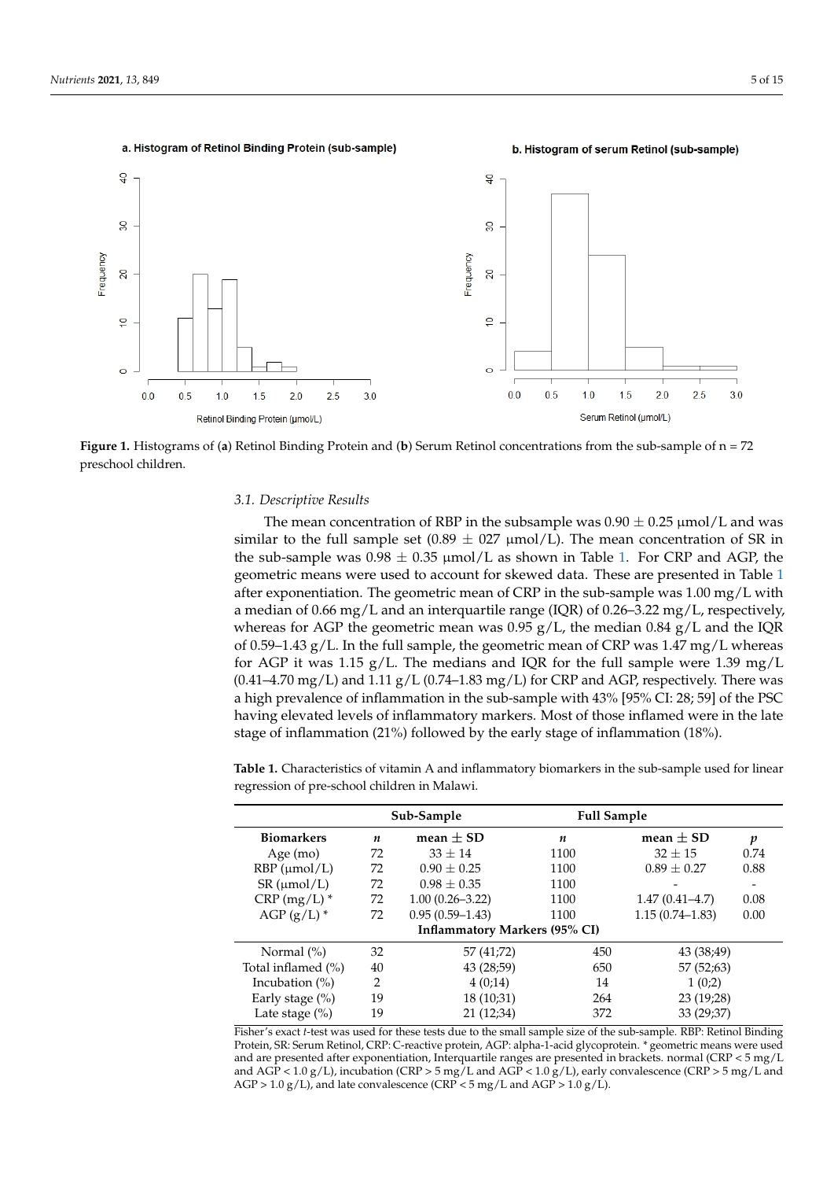Figure 1. Histograms of (a) Retinol Binding Protein and (b) Serum Retinol concentrations from the sub-sample of n = 72 preschool children.

### 3.1. Descriptive Results

The mean concentration of RBP in the subsample was 0.90 ± 0.25 µmol/L and was similar to the full sample set (0.89 ± 027 µmol/L). The mean concentration of SR in the sub-sample was 0.98 ± 0.35 µmol/L as shown in Table 1. For CRP and AGP, the geometric means were used to account for skewed data. These are presented in Table 1 after exponentiation. The geometric mean of CRP in the sub-sample was 1.00 mg/L with a median of 0.66 mg/L and an interquartile range (IQR) of 0.26–3.22 mg/L, respectively, whereas for AGP the geometric mean was 0.95 g/L, the median 0.84 g/L and the IQR of 0.59–1.43 g/L. In the full sample, the geometric mean of CRP was 1.47 mg/L whereas for AGP it was 1.15 g/L. The medians and IQR for the full sample were 1.39 mg/L (0.41–4.70 mg/L) and 1.11 g/L (0.74–1.83 mg/L) for CRP and AGP, respectively. There was a high prevalence of inflammation in the sub-sample with 43% [95% CI: 28; 59] of the PSC having elevated levels of inflammatory markers. Most of those inflamed were in the late stage of inflammation (21%) followed by the early stage of inflammation (18%).

**Table 1.** Characteristics of vitamin A and inflammatory biomarkers in the sub-sample used for linear regression of pre-school children in Malawi.

| | Sub-Sample | | Full Sample | | |
|---|---|---|---|---|---|
| **Biomarkers** | ***n*** | **mean ± SD** | ***n*** | **mean ± SD** | ***p*** |
| Age (mo) | 72 | 33 ± 14 | 1100 | 32 ± 15 | 0.74 |
| RBP (µmol/L) | 72 | 0.90 ± 0.25 | 1100 | 0.89 ± 0.27 | 0.88 |
| SR (µmol/L) | 72 | 0.98 ± 0.35 | 1100 | - | - |
| CRP (mg/L) * | 72 | 1.00 (0.26–3.22) | 1100 | 1.47 (0.41–4.7) | 0.08 |
| AGP (g/L) * | 72 | 0.95 (0.59–1.43) | 1100 | 1.15 (0.74–1.83) | 0.00 |
| | | **Inflammatory Markers (95% CI)** | | | |
| Normal (%) | 32 | 57 (41;72) | 450 | 43 (38;49) | |
| Total inflamed (%) | 40 | 43 (28;59) | 650 | 57 (52;63) | |
| Incubation (%) | 2 | 4 (0;14) | 14 | 1 (0;2) | |
| Early stage (%) | 19 | 18 (10;31) | 264 | 23 (19;28) | |
| Late stage (%) | 19 | 21 (12;34) | 372 | 33 (29;37) | |

Fisher's exact *t*-test was used for these tests due to the small sample size of the sub-sample. RBP: Retinol Binding Protein, SR: Serum Retinol, CRP: C-reactive protein, AGP: alpha-1-acid glycoprotein. * geometric means were used and are presented after exponentiation, Interquartile ranges are presented in brackets. normal (CRP < 5 mg/L and AGP < 1.0 g/L), incubation (CRP > 5 mg/L and AGP < 1.0 g/L), early convalescence (CRP > 5 mg/L and AGP > 1.0 g/L), and late convalescence (CRP < 5 mg/L and AGP > 1.0 g/L).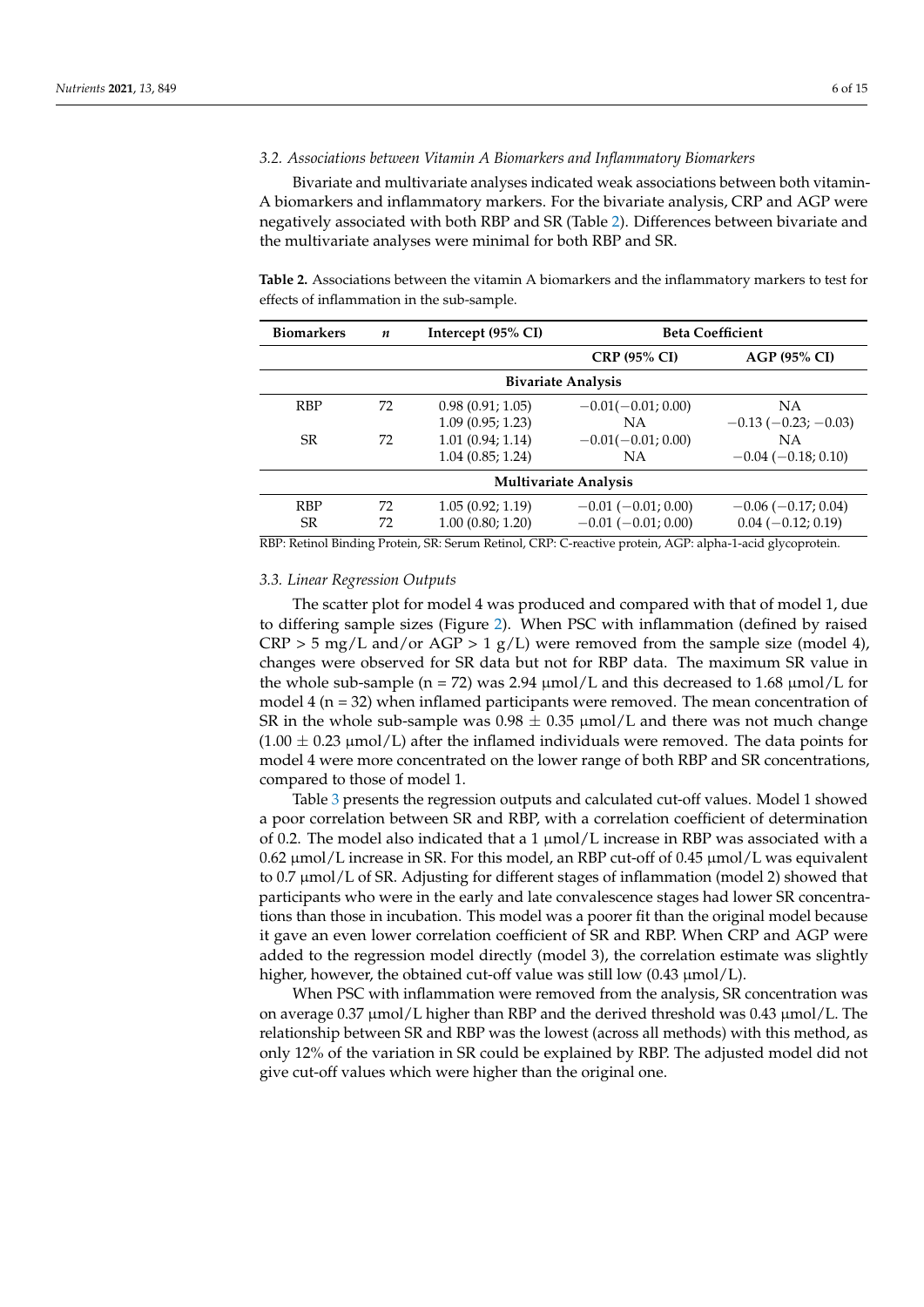### 3.2. Associations between Vitamin A Biomarkers and Inflammatory Biomarkers

Bivariate and multivariate analyses indicated weak associations between both vitamin-A biomarkers and inflammatory markers. For the bivariate analysis, CRP and AGP were negatively associated with both RBP and SR (Table 2). Differences between bivariate and the multivariate analyses were minimal for both RBP and SR.

**Table 2.** Associations between the vitamin A biomarkers and the inflammatory markers to test for effects of inflammation in the sub-sample.

| Biomarkers | *n* | Intercept (95% CI) | Beta Coefficient | |
|---|---|---|---|---|
| | | | CRP (95% CI) | AGP (95% CI) |
| **Bivariate Analysis** | | | | |
| RBP | 72 | 0.98 (0.91; 1.05) | −0.01(−0.01; 0.00) | NA |
| | | 1.09 (0.95; 1.23) | NA | −0.13 (−0.23; −0.03) |
| SR | 72 | 1.01 (0.94; 1.14) | −0.01(−0.01; 0.00) | NA |
| | | 1.04 (0.85; 1.24) | NA | −0.04 (−0.18; 0.10) |
| **Multivariate Analysis** | | | | |
| RBP | 72 | 1.05 (0.92; 1.19) | −0.01 (−0.01; 0.00) | −0.06 (−0.17; 0.04) |
| SR | 72 | 1.00 (0.80; 1.20) | −0.01 (−0.01; 0.00) | 0.04 (−0.12; 0.19) |

RBP: Retinol Binding Protein, SR: Serum Retinol, CRP: C-reactive protein, AGP: alpha-1-acid glycoprotein.

### 3.3. Linear Regression Outputs

The scatter plot for model 4 was produced and compared with that of model 1, due to differing sample sizes (Figure 2). When PSC with inflammation (defined by raised CRP > 5 mg/L and/or AGP > 1 g/L) were removed from the sample size (model 4), changes were observed for SR data but not for RBP data. The maximum SR value in the whole sub-sample (n = 72) was 2.94 µmol/L and this decreased to 1.68 µmol/L for model 4 (n = 32) when inflamed participants were removed. The mean concentration of SR in the whole sub-sample was $0.98 \pm 0.35$ µmol/L and there was not much change ($1.00 \pm 0.23$ µmol/L) after the inflamed individuals were removed. The data points for model 4 were more concentrated on the lower range of both RBP and SR concentrations, compared to those of model 1.

Table 3 presents the regression outputs and calculated cut-off values. Model 1 showed a poor correlation between SR and RBP, with a correlation coefficient of determination of 0.2. The model also indicated that a 1 µmol/L increase in RBP was associated with a 0.62 µmol/L increase in SR. For this model, an RBP cut-off of 0.45 µmol/L was equivalent to 0.7 µmol/L of SR. Adjusting for different stages of inflammation (model 2) showed that participants who were in the early and late convalescence stages had lower SR concentrations than those in incubation. This model was a poorer fit than the original model because it gave an even lower correlation coefficient of SR and RBP. When CRP and AGP were added to the regression model directly (model 3), the correlation estimate was slightly higher, however, the obtained cut-off value was still low (0.43 µmol/L).

When PSC with inflammation were removed from the analysis, SR concentration was on average 0.37 µmol/L higher than RBP and the derived threshold was 0.43 µmol/L. The relationship between SR and RBP was the lowest (across all methods) with this method, as only 12% of the variation in SR could be explained by RBP. The adjusted model did not give cut-off values which were higher than the original one.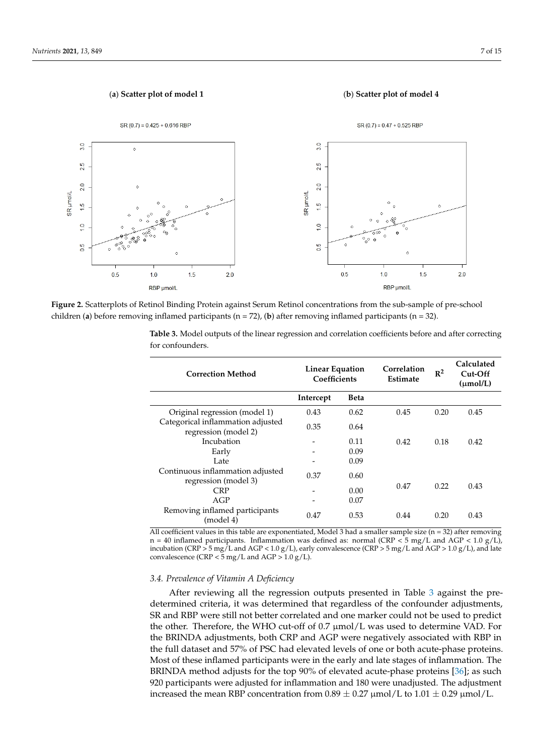**(a) Scatter plot of model 1**

SR (0.7) = 0.425 + 0.616 RBP

**(b) Scatter plot of model 4**

SR (0.7) = 0.47 + 0.525 RBP

**Figure 2.** Scatterplots of Retinol Binding Protein against Serum Retinol concentrations from the sub-sample of pre-school children (**a**) before removing inflamed participants (n = 72), (**b**) after removing inflamed participants (n = 32).

**Table 3.** Model outputs of the linear regression and correlation coefficients before and after correcting for confounders.

| Correction Method | Linear Equation Coefficients | | Correlation Estimate | $R^2$ | Calculated Cut-Off (μmol/L) |
|---|---|---|---|---|---|
| | Intercept | Beta | | | |
| Original regression (model 1) | 0.43 | 0.62 | 0.45 | 0.20 | 0.45 |
| Categorical inflammation adjusted regression (model 2) | 0.35 | 0.64 | 0.42 | 0.18 | 0.42 |
| Incubation | - | 0.11 | | | |
| Early | - | 0.09 | | | |
| Late | - | 0.09 | | | |
| Continuous inflammation adjusted regression (model 3) | 0.37 | 0.60 | 0.47 | 0.22 | 0.43 |
| CRP | - | 0.00 | | | |
| AGP | - | 0.07 | | | |
| Removing inflamed participants (model 4) | 0.47 | 0.53 | 0.44 | 0.20 | 0.43 |

All coefficient values in this table are exponentiated, Model 3 had a smaller sample size (n = 32) after removing n = 40 inflamed participants. Inflammation was defined as: normal (CRP < 5 mg/L and AGP < 1.0 g/L), incubation (CRP > 5 mg/L and AGP < 1.0 g/L), early convalescence (CRP > 5 mg/L and AGP > 1.0 g/L), and late convalescence (CRP < 5 mg/L and AGP > 1.0 g/L).

### *3.4. Prevalence of Vitamin A Deficiency*

After reviewing all the regression outputs presented in Table 3 against the pre-determined criteria, it was determined that regardless of the confounder adjustments, SR and RBP were still not better correlated and one marker could not be used to predict the other. Therefore, the WHO cut-off of 0.7 μmol/L was used to determine VAD. For the BRINDA adjustments, both CRP and AGP were negatively associated with RBP in the full dataset and 57% of PSC had elevated levels of one or both acute-phase proteins. Most of these inflamed participants were in the early and late stages of inflammation. The BRINDA method adjusts for the top 90% of elevated acute-phase proteins [36]; as such 920 participants were adjusted for inflammation and 180 were unadjusted. The adjustment increased the mean RBP concentration from $0.89 \pm 0.27$ μmol/L to $1.01 \pm 0.29$ μmol/L.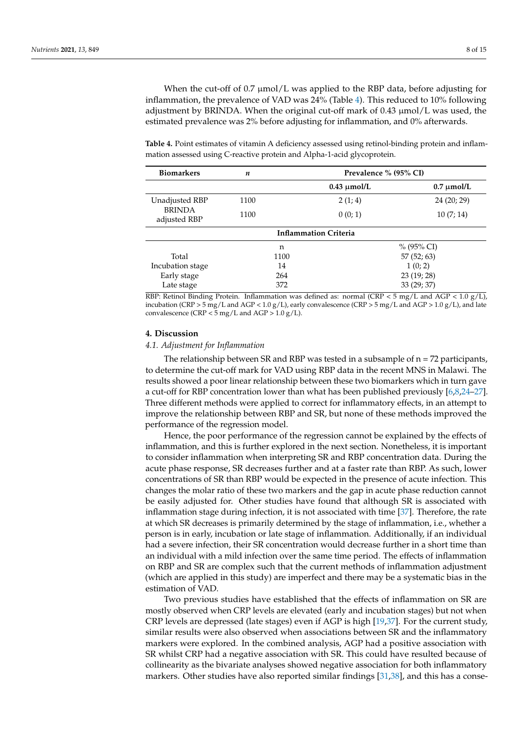When the cut-off of 0.7 µmol/L was applied to the RBP data, before adjusting for inflammation, the prevalence of VAD was 24% (Table 4). This reduced to 10% following adjustment by BRINDA. When the original cut-off mark of 0.43 µmol/L was used, the estimated prevalence was 2% before adjusting for inflammation, and 0% afterwards.

**Table 4.** Point estimates of vitamin A deficiency assessed using retinol-binding protein and inflammation assessed using C-reactive protein and Alpha-1-acid glycoprotein.

| **Biomarkers** | ***n*** | **Prevalence % (95% CI)** | |
|---|---|---|---|
| | | **0.43 µmol/L** | **0.7 µmol/L** |
| Unadjusted RBP | 1100 | 2 (1; 4) | 24 (20; 29) |
| BRINDA adjusted RBP | 1100 | 0 (0; 1) | 10 (7; 14) |
| **Inflammation Criteria** | | | |
| | n | % (95% CI) | |
| Total | 1100 | 57 (52; 63) | |
| Incubation stage | 14 | 1 (0; 2) | |
| Early stage | 264 | 23 (19; 28) | |
| Late stage | 372 | 33 (29; 37) | |

RBP: Retinol Binding Protein. Inflammation was defined as: normal (CRP < 5 mg/L and AGP < 1.0 g/L), incubation (CRP > 5 mg/L and AGP < 1.0 g/L), early convalescence (CRP > 5 mg/L and AGP > 1.0 g/L), and late convalescence (CRP < 5 mg/L and AGP > 1.0 g/L).

## 4. Discussion

### *4.1. Adjustment for Inflammation*

The relationship between SR and RBP was tested in a subsample of n = 72 participants, to determine the cut-off mark for VAD using RBP data in the recent MNS in Malawi. The results showed a poor linear relationship between these two biomarkers which in turn gave a cut-off for RBP concentration lower than what has been published previously [6,8,24–27]. Three different methods were applied to correct for inflammatory effects, in an attempt to improve the relationship between RBP and SR, but none of these methods improved the performance of the regression model.

Hence, the poor performance of the regression cannot be explained by the effects of inflammation, and this is further explored in the next section. Nonetheless, it is important to consider inflammation when interpreting SR and RBP concentration data. During the acute phase response, SR decreases further and at a faster rate than RBP. As such, lower concentrations of SR than RBP would be expected in the presence of acute infection. This changes the molar ratio of these two markers and the gap in acute phase reduction cannot be easily adjusted for. Other studies have found that although SR is associated with inflammation stage during infection, it is not associated with time [37]. Therefore, the rate at which SR decreases is primarily determined by the stage of inflammation, i.e., whether a person is in early, incubation or late stage of inflammation. Additionally, if an individual had a severe infection, their SR concentration would decrease further in a short time than an individual with a mild infection over the same time period. The effects of inflammation on RBP and SR are complex such that the current methods of inflammation adjustment (which are applied in this study) are imperfect and there may be a systematic bias in the estimation of VAD.

Two previous studies have established that the effects of inflammation on SR are mostly observed when CRP levels are elevated (early and incubation stages) but not when CRP levels are depressed (late stages) even if AGP is high [19,37]. For the current study, similar results were also observed when associations between SR and the inflammatory markers were explored. In the combined analysis, AGP had a positive association with SR whilst CRP had a negative association with SR. This could have resulted because of collinearity as the bivariate analyses showed negative association for both inflammatory markers. Other studies have also reported similar findings [31,38], and this has a conse-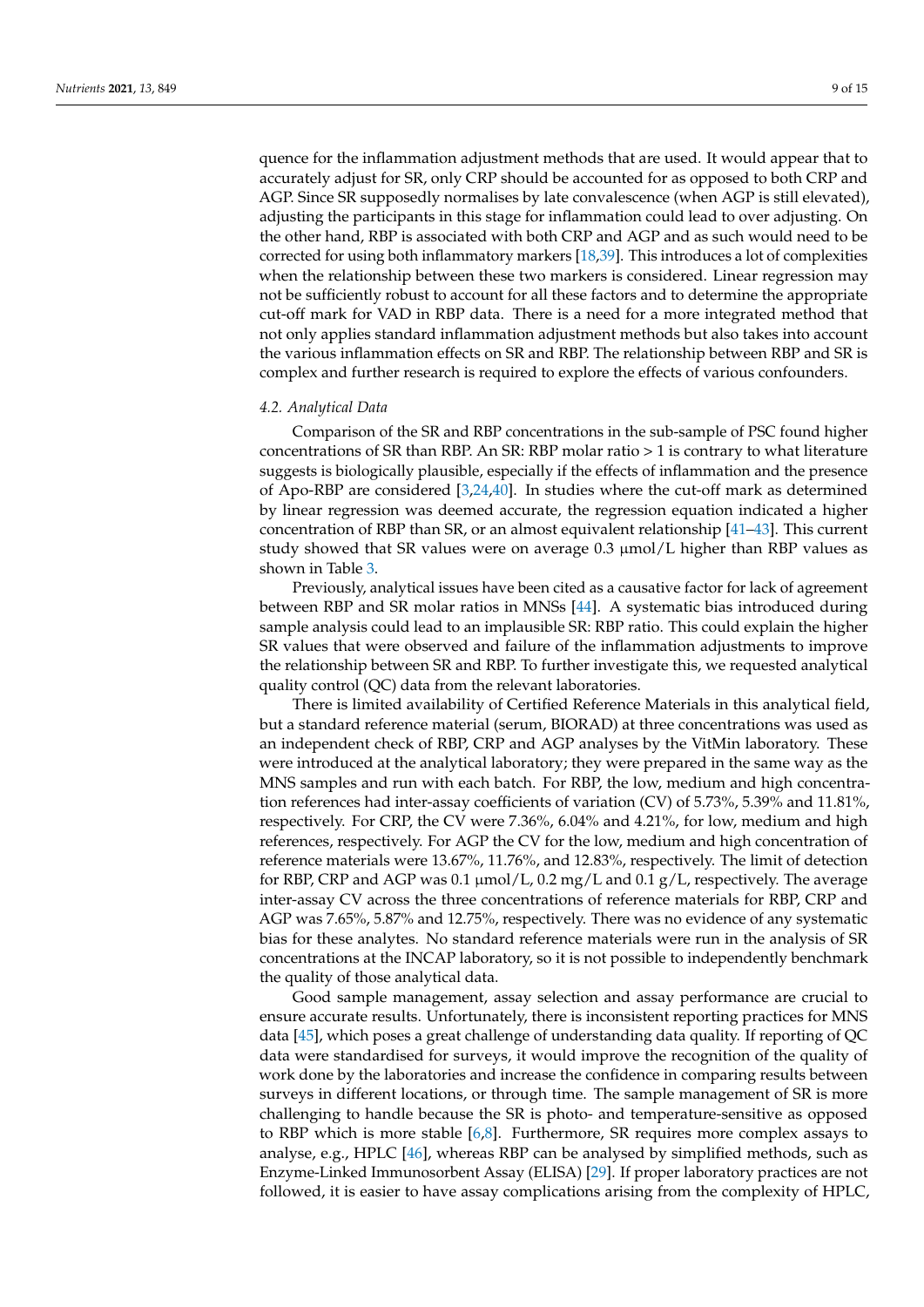quence for the inflammation adjustment methods that are used. It would appear that to accurately adjust for SR, only CRP should be accounted for as opposed to both CRP and AGP. Since SR supposedly normalises by late convalescence (when AGP is still elevated), adjusting the participants in this stage for inflammation could lead to over adjusting. On the other hand, RBP is associated with both CRP and AGP and as such would need to be corrected for using both inflammatory markers [18,39]. This introduces a lot of complexities when the relationship between these two markers is considered. Linear regression may not be sufficiently robust to account for all these factors and to determine the appropriate cut-off mark for VAD in RBP data. There is a need for a more integrated method that not only applies standard inflammation adjustment methods but also takes into account the various inflammation effects on SR and RBP. The relationship between RBP and SR is complex and further research is required to explore the effects of various confounders.

### *4.2. Analytical Data*

Comparison of the SR and RBP concentrations in the sub-sample of PSC found higher concentrations of SR than RBP. An SR: RBP molar ratio > 1 is contrary to what literature suggests is biologically plausible, especially if the effects of inflammation and the presence of Apo-RBP are considered [3,24,40]. In studies where the cut-off mark as determined by linear regression was deemed accurate, the regression equation indicated a higher concentration of RBP than SR, or an almost equivalent relationship [41–43]. This current study showed that SR values were on average 0.3 µmol/L higher than RBP values as shown in Table 3.

Previously, analytical issues have been cited as a causative factor for lack of agreement between RBP and SR molar ratios in MNSs [44]. A systematic bias introduced during sample analysis could lead to an implausible SR: RBP ratio. This could explain the higher SR values that were observed and failure of the inflammation adjustments to improve the relationship between SR and RBP. To further investigate this, we requested analytical quality control (QC) data from the relevant laboratories.

There is limited availability of Certified Reference Materials in this analytical field, but a standard reference material (serum, BIORAD) at three concentrations was used as an independent check of RBP, CRP and AGP analyses by the VitMin laboratory. These were introduced at the analytical laboratory; they were prepared in the same way as the MNS samples and run with each batch. For RBP, the low, medium and high concentration references had inter-assay coefficients of variation (CV) of 5.73%, 5.39% and 11.81%, respectively. For CRP, the CV were 7.36%, 6.04% and 4.21%, for low, medium and high references, respectively. For AGP the CV for the low, medium and high concentration of reference materials were 13.67%, 11.76%, and 12.83%, respectively. The limit of detection for RBP, CRP and AGP was 0.1 µmol/L, 0.2 mg/L and 0.1 g/L, respectively. The average inter-assay CV across the three concentrations of reference materials for RBP, CRP and AGP was 7.65%, 5.87% and 12.75%, respectively. There was no evidence of any systematic bias for these analytes. No standard reference materials were run in the analysis of SR concentrations at the INCAP laboratory, so it is not possible to independently benchmark the quality of those analytical data.

Good sample management, assay selection and assay performance are crucial to ensure accurate results. Unfortunately, there is inconsistent reporting practices for MNS data [45], which poses a great challenge of understanding data quality. If reporting of QC data were standardised for surveys, it would improve the recognition of the quality of work done by the laboratories and increase the confidence in comparing results between surveys in different locations, or through time. The sample management of SR is more challenging to handle because the SR is photo- and temperature-sensitive as opposed to RBP which is more stable [6,8]. Furthermore, SR requires more complex assays to analyse, e.g., HPLC [46], whereas RBP can be analysed by simplified methods, such as Enzyme-Linked Immunosorbent Assay (ELISA) [29]. If proper laboratory practices are not followed, it is easier to have assay complications arising from the complexity of HPLC,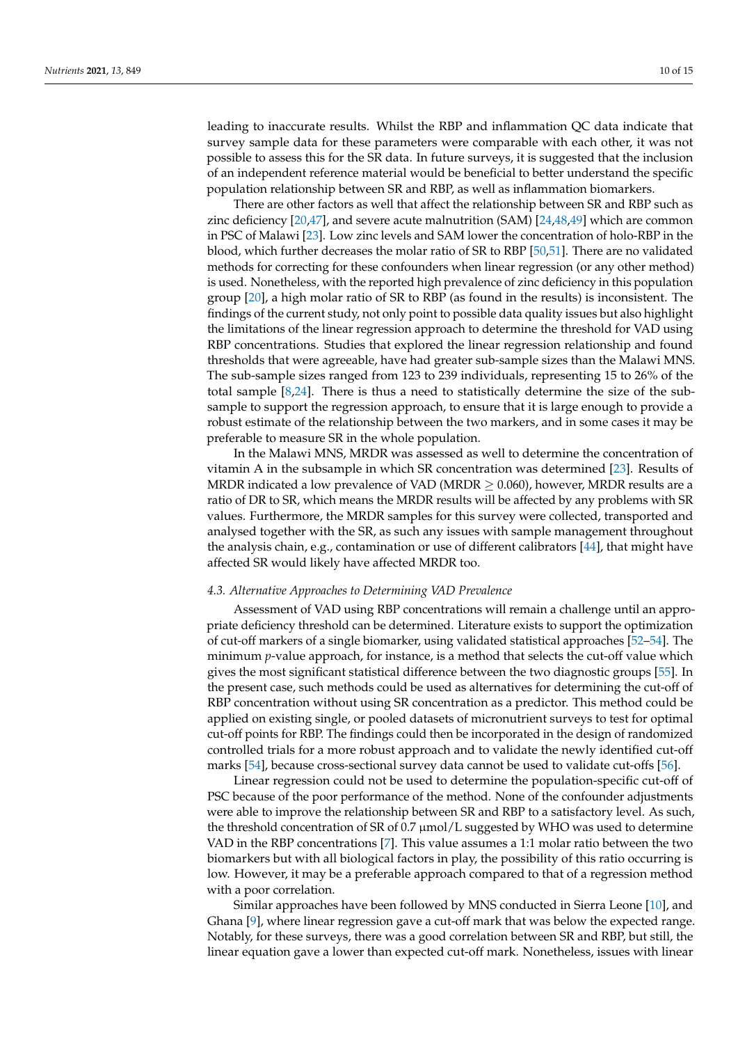leading to inaccurate results. Whilst the RBP and inflammation QC data indicate that survey sample data for these parameters were comparable with each other, it was not possible to assess this for the SR data. In future surveys, it is suggested that the inclusion of an independent reference material would be beneficial to better understand the specific population relationship between SR and RBP, as well as inflammation biomarkers.

There are other factors as well that affect the relationship between SR and RBP such as zinc deficiency [20,47], and severe acute malnutrition (SAM) [24,48,49] which are common in PSC of Malawi [23]. Low zinc levels and SAM lower the concentration of holo-RBP in the blood, which further decreases the molar ratio of SR to RBP [50,51]. There are no validated methods for correcting for these confounders when linear regression (or any other method) is used. Nonetheless, with the reported high prevalence of zinc deficiency in this population group [20], a high molar ratio of SR to RBP (as found in the results) is inconsistent. The findings of the current study, not only point to possible data quality issues but also highlight the limitations of the linear regression approach to determine the threshold for VAD using RBP concentrations. Studies that explored the linear regression relationship and found thresholds that were agreeable, have had greater sub-sample sizes than the Malawi MNS. The sub-sample sizes ranged from 123 to 239 individuals, representing 15 to 26% of the total sample [8,24]. There is thus a need to statistically determine the size of the sub-sample to support the regression approach, to ensure that it is large enough to provide a robust estimate of the relationship between the two markers, and in some cases it may be preferable to measure SR in the whole population.

In the Malawi MNS, MRDR was assessed as well to determine the concentration of vitamin A in the subsample in which SR concentration was determined [23]. Results of MRDR indicated a low prevalence of VAD (MRDR $\geq$ 0.060), however, MRDR results are a ratio of DR to SR, which means the MRDR results will be affected by any problems with SR values. Furthermore, the MRDR samples for this survey were collected, transported and analysed together with the SR, as such any issues with sample management throughout the analysis chain, e.g., contamination or use of different calibrators [44], that might have affected SR would likely have affected MRDR too.

### 4.3. Alternative Approaches to Determining VAD Prevalence

Assessment of VAD using RBP concentrations will remain a challenge until an appropriate deficiency threshold can be determined. Literature exists to support the optimization of cut-off markers of a single biomarker, using validated statistical approaches [52–54]. The minimum *p*-value approach, for instance, is a method that selects the cut-off value which gives the most significant statistical difference between the two diagnostic groups [55]. In the present case, such methods could be used as alternatives for determining the cut-off of RBP concentration without using SR concentration as a predictor. This method could be applied on existing single, or pooled datasets of micronutrient surveys to test for optimal cut-off points for RBP. The findings could then be incorporated in the design of randomized controlled trials for a more robust approach and to validate the newly identified cut-off marks [54], because cross-sectional survey data cannot be used to validate cut-offs [56].

Linear regression could not be used to determine the population-specific cut-off of PSC because of the poor performance of the method. None of the confounder adjustments were able to improve the relationship between SR and RBP to a satisfactory level. As such, the threshold concentration of SR of 0.7 µmol/L suggested by WHO was used to determine VAD in the RBP concentrations [7]. This value assumes a 1:1 molar ratio between the two biomarkers but with all biological factors in play, the possibility of this ratio occurring is low. However, it may be a preferable approach compared to that of a regression method with a poor correlation.

Similar approaches have been followed by MNS conducted in Sierra Leone [10], and Ghana [9], where linear regression gave a cut-off mark that was below the expected range. Notably, for these surveys, there was a good correlation between SR and RBP, but still, the linear equation gave a lower than expected cut-off mark. Nonetheless, issues with linear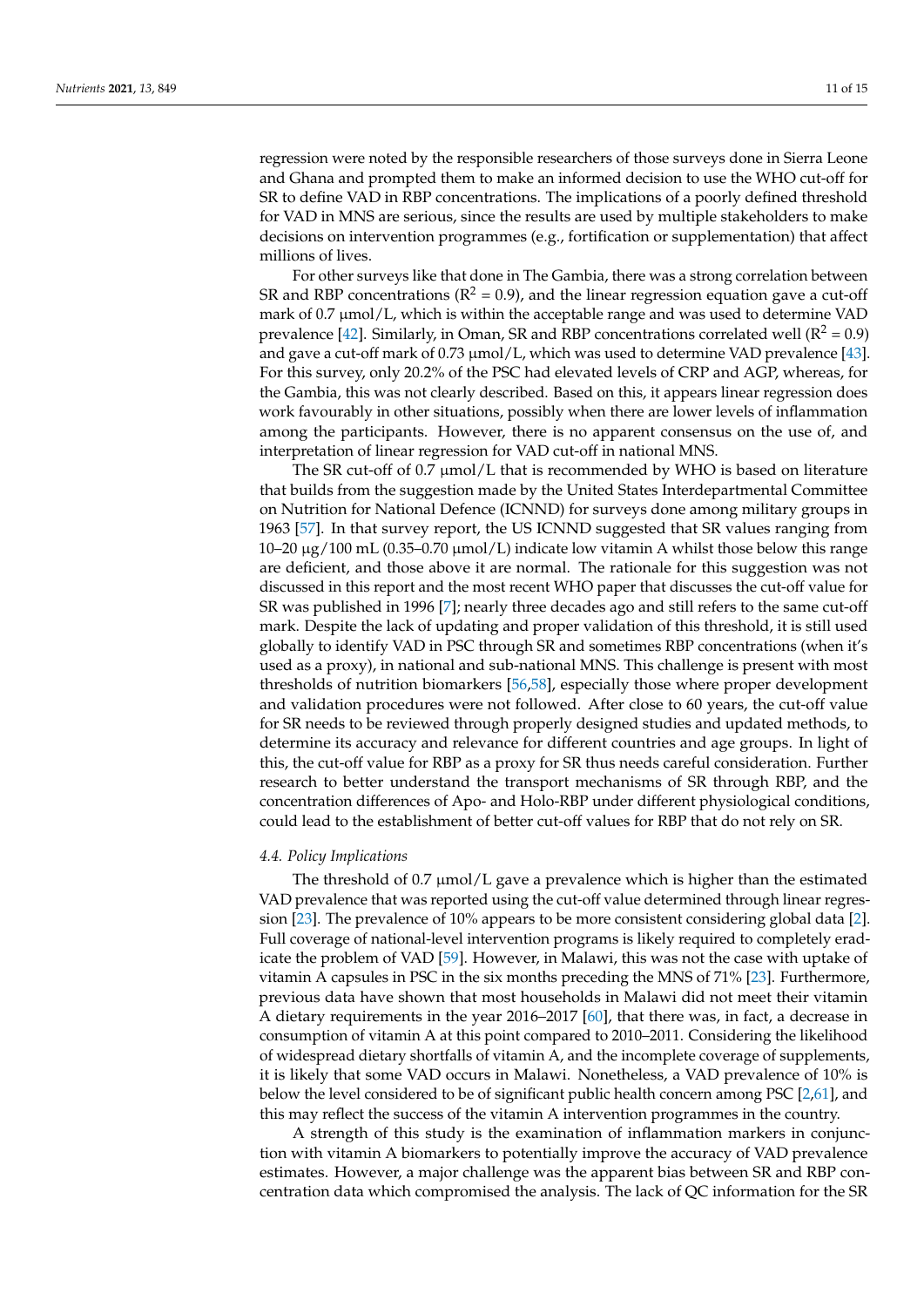regression were noted by the responsible researchers of those surveys done in Sierra Leone and Ghana and prompted them to make an informed decision to use the WHO cut-off for SR to define VAD in RBP concentrations. The implications of a poorly defined threshold for VAD in MNS are serious, since the results are used by multiple stakeholders to make decisions on intervention programmes (e.g., fortification or supplementation) that affect millions of lives.

For other surveys like that done in The Gambia, there was a strong correlation between SR and RBP concentrations ($R^2 = 0.9$), and the linear regression equation gave a cut-off mark of 0.7 μmol/L, which is within the acceptable range and was used to determine VAD prevalence [42]. Similarly, in Oman, SR and RBP concentrations correlated well ($R^2 = 0.9$) and gave a cut-off mark of 0.73 μmol/L, which was used to determine VAD prevalence [43]. For this survey, only 20.2% of the PSC had elevated levels of CRP and AGP, whereas, for the Gambia, this was not clearly described. Based on this, it appears linear regression does work favourably in other situations, possibly when there are lower levels of inflammation among the participants. However, there is no apparent consensus on the use of, and interpretation of linear regression for VAD cut-off in national MNS.

The SR cut-off of 0.7 μmol/L that is recommended by WHO is based on literature that builds from the suggestion made by the United States Interdepartmental Committee on Nutrition for National Defence (ICNND) for surveys done among military groups in 1963 [57]. In that survey report, the US ICNND suggested that SR values ranging from 10–20 μg/100 mL (0.35–0.70 μmol/L) indicate low vitamin A whilst those below this range are deficient, and those above it are normal. The rationale for this suggestion was not discussed in this report and the most recent WHO paper that discusses the cut-off value for SR was published in 1996 [7]; nearly three decades ago and still refers to the same cut-off mark. Despite the lack of updating and proper validation of this threshold, it is still used globally to identify VAD in PSC through SR and sometimes RBP concentrations (when it's used as a proxy), in national and sub-national MNS. This challenge is present with most thresholds of nutrition biomarkers [56,58], especially those where proper development and validation procedures were not followed. After close to 60 years, the cut-off value for SR needs to be reviewed through properly designed studies and updated methods, to determine its accuracy and relevance for different countries and age groups. In light of this, the cut-off value for RBP as a proxy for SR thus needs careful consideration. Further research to better understand the transport mechanisms of SR through RBP, and the concentration differences of Apo- and Holo-RBP under different physiological conditions, could lead to the establishment of better cut-off values for RBP that do not rely on SR.

### *4.4. Policy Implications*

The threshold of 0.7 μmol/L gave a prevalence which is higher than the estimated VAD prevalence that was reported using the cut-off value determined through linear regression [23]. The prevalence of 10% appears to be more consistent considering global data [2]. Full coverage of national-level intervention programs is likely required to completely eradicate the problem of VAD [59]. However, in Malawi, this was not the case with uptake of vitamin A capsules in PSC in the six months preceding the MNS of 71% [23]. Furthermore, previous data have shown that most households in Malawi did not meet their vitamin A dietary requirements in the year 2016–2017 [60], that there was, in fact, a decrease in consumption of vitamin A at this point compared to 2010–2011. Considering the likelihood of widespread dietary shortfalls of vitamin A, and the incomplete coverage of supplements, it is likely that some VAD occurs in Malawi. Nonetheless, a VAD prevalence of 10% is below the level considered to be of significant public health concern among PSC [2,61], and this may reflect the success of the vitamin A intervention programmes in the country.

A strength of this study is the examination of inflammation markers in conjunction with vitamin A biomarkers to potentially improve the accuracy of VAD prevalence estimates. However, a major challenge was the apparent bias between SR and RBP concentration data which compromised the analysis. The lack of QC information for the SR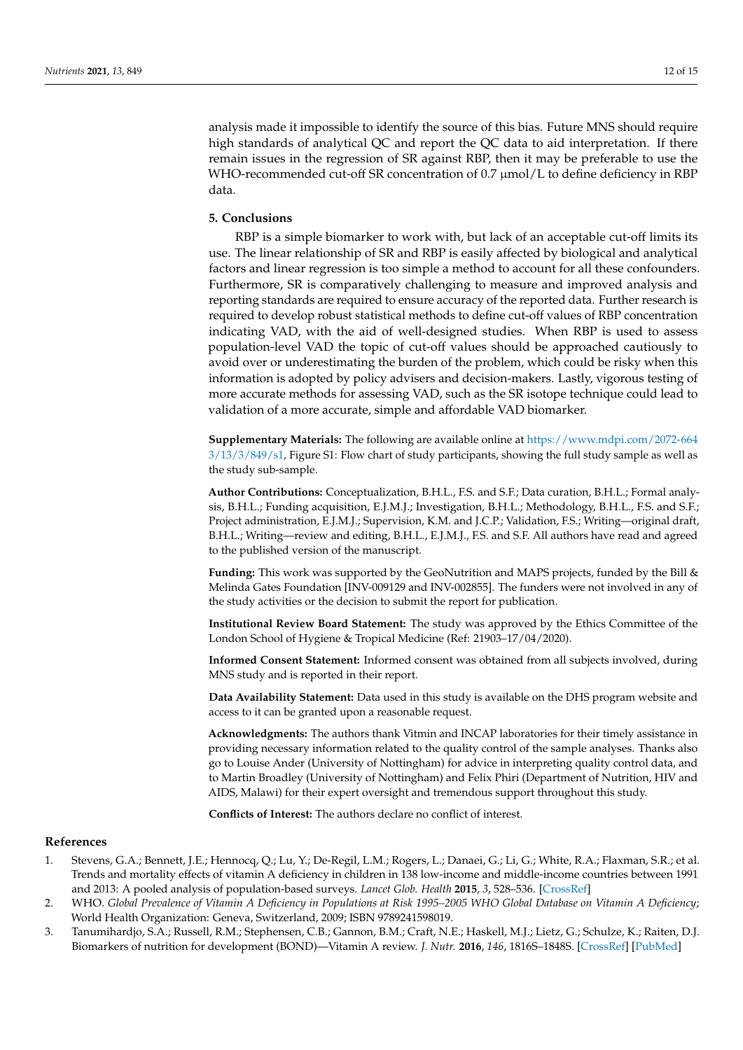analysis made it impossible to identify the source of this bias. Future MNS should require high standards of analytical QC and report the QC data to aid interpretation. If there remain issues in the regression of SR against RBP, then it may be preferable to use the WHO-recommended cut-off SR concentration of 0.7 μmol/L to define deficiency in RBP data.

## 5. Conclusions

RBP is a simple biomarker to work with, but lack of an acceptable cut-off limits its use. The linear relationship of SR and RBP is easily affected by biological and analytical factors and linear regression is too simple a method to account for all these confounders. Furthermore, SR is comparatively challenging to measure and improved analysis and reporting standards are required to ensure accuracy of the reported data. Further research is required to develop robust statistical methods to define cut-off values of RBP concentration indicating VAD, with the aid of well-designed studies. When RBP is used to assess population-level VAD the topic of cut-off values should be approached cautiously to avoid over or underestimating the burden of the problem, which could be risky when this information is adopted by policy advisers and decision-makers. Lastly, vigorous testing of more accurate methods for assessing VAD, such as the SR isotope technique could lead to validation of a more accurate, simple and affordable VAD biomarker.

**Supplementary Materials:** The following are available online at https://www.mdpi.com/2072-6643/13/3/849/s1, Figure S1: Flow chart of study participants, showing the full study sample as well as the study sub-sample.

**Author Contributions:** Conceptualization, B.H.L., F.S. and S.F.; Data curation, B.H.L.; Formal analysis, B.H.L.; Funding acquisition, E.J.M.J.; Investigation, B.H.L.; Methodology, B.H.L., F.S. and S.F.; Project administration, E.J.M.J.; Supervision, K.M. and J.C.P.; Validation, F.S.; Writing—original draft, B.H.L.; Writing—review and editing, B.H.L., E.J.M.J., F.S. and S.F. All authors have read and agreed to the published version of the manuscript.

**Funding:** This work was supported by the GeoNutrition and MAPS projects, funded by the Bill & Melinda Gates Foundation [INV-009129 and INV-002855]. The funders were not involved in any of the study activities or the decision to submit the report for publication.

**Institutional Review Board Statement:** The study was approved by the Ethics Committee of the London School of Hygiene & Tropical Medicine (Ref: 21903–17/04/2020).

**Informed Consent Statement:** Informed consent was obtained from all subjects involved, during MNS study and is reported in their report.

**Data Availability Statement:** Data used in this study is available on the DHS program website and access to it can be granted upon a reasonable request.

**Acknowledgments:** The authors thank Vitmin and INCAP laboratories for their timely assistance in providing necessary information related to the quality control of the sample analyses. Thanks also go to Louise Ander (University of Nottingham) for advice in interpreting quality control data, and to Martin Broadley (University of Nottingham) and Felix Phiri (Department of Nutrition, HIV and AIDS, Malawi) for their expert oversight and tremendous support throughout this study.

**Conflicts of Interest:** The authors declare no conflict of interest.

## References

1. Stevens, G.A.; Bennett, J.E.; Hennocq, Q.; Lu, Y.; De-Regil, L.M.; Rogers, L.; Danaei, G.; Li, G.; White, R.A.; Flaxman, S.R.; et al. Trends and mortality effects of vitamin A deficiency in children in 138 low-income and middle-income countries between 1991 and 2013: A pooled analysis of population-based surveys. *Lancet Glob. Health* **2015**, *3*, 528–536. [CrossRef]
2. WHO. *Global Prevalence of Vitamin A Deficiency in Populations at Risk 1995–2005 WHO Global Database on Vitamin A Deficiency*; World Health Organization: Geneva, Switzerland, 2009; ISBN 9789241598019.
3. Tanumihardjo, S.A.; Russell, R.M.; Stephensen, C.B.; Gannon, B.M.; Craft, N.E.; Haskell, M.J.; Lietz, G.; Schulze, K.; Raiten, D.J. Biomarkers of nutrition for development (BOND)—Vitamin A review. *J. Nutr.* **2016**, *146*, 1816S–1848S. [CrossRef] [PubMed]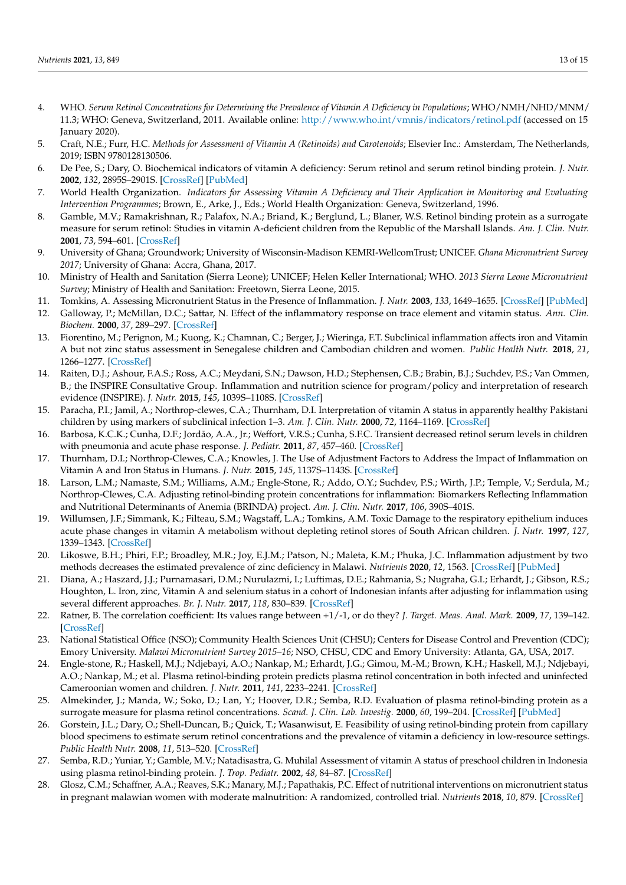4. WHO. *Serum Retinol Concentrations for Determining the Prevalence of Vitamin A Deficiency in Populations*; WHO/NMH/NHD/MNM/11.3; WHO: Geneva, Switzerland, 2011. Available online: http://www.who.int/vmnis/indicators/retinol.pdf (accessed on 15 January 2020).
5. Craft, N.E.; Furr, H.C. *Methods for Assessment of Vitamin A (Retinoids) and Carotenoids*; Elsevier Inc.: Amsterdam, The Netherlands, 2019; ISBN 9780128130506.
6. De Pee, S.; Dary, O. Biochemical indicators of vitamin A deficiency: Serum retinol and serum retinol binding protein. *J. Nutr.* **2002**, *132*, 2895S–2901S. [CrossRef] [PubMed]
7. World Health Organization. *Indicators for Assessing Vitamin A Deficiency and Their Application in Monitoring and Evaluating Intervention Programmes*; Brown, E., Arke, J., Eds.; World Health Organization: Geneva, Switzerland, 1996.
8. Gamble, M.V.; Ramakrishnan, R.; Palafox, N.A.; Briand, K.; Berglund, L.; Blaner, W.S. Retinol binding protein as a surrogate measure for serum retinol: Studies in vitamin A-deficient children from the Republic of the Marshall Islands. *Am. J. Clin. Nutr.* **2001**, *73*, 594–601. [CrossRef]
9. University of Ghana; Groundwork; University of Wisconsin-Madison KEMRI-WellcomTrust; UNICEF. *Ghana Micronutrient Survey 2017*; University of Ghana: Accra, Ghana, 2017.
10. Ministry of Health and Sanitation (Sierra Leone); UNICEF; Helen Keller International; WHO. *2013 Sierra Leone Micronutrient Survey*; Ministry of Health and Sanitation: Freetown, Sierra Leone, 2015.
11. Tomkins, A. Assessing Micronutrient Status in the Presence of Inflammation. *J. Nutr.* **2003**, *133*, 1649–1655. [CrossRef] [PubMed]
12. Galloway, P.; McMillan, D.C.; Sattar, N. Effect of the inflammatory response on trace element and vitamin status. *Ann. Clin. Biochem.* **2000**, *37*, 289–297. [CrossRef]
13. Fiorentino, M.; Perignon, M.; Kuong, K.; Chamnan, C.; Berger, J.; Wieringa, F.T. Subclinical inflammation affects iron and Vitamin A but not zinc status assessment in Senegalese children and Cambodian children and women. *Public Health Nutr.* **2018**, *21*, 1266–1277. [CrossRef]
14. Raiten, D.J.; Ashour, F.A.S.; Ross, A.C.; Meydani, S.N.; Dawson, H.D.; Stephensen, C.B.; Brabin, B.J.; Suchdev, P.S.; Van Ommen, B.; the INSPIRE Consultative Group. Inflammation and nutrition science for program/policy and interpretation of research evidence (INSPIRE). *J. Nutr.* **2015**, *145*, 1039S–1108S. [CrossRef]
15. Paracha, P.I.; Jamil, A.; Northrop-clewes, C.A.; Thurnham, D.I. Interpretation of vitamin A status in apparently healthy Pakistani children by using markers of subclinical infection 1–3. *Am. J. Clin. Nutr.* **2000**, *72*, 1164–1169. [CrossRef]
16. Barbosa, K.C.K.; Cunha, D.F.; Jordão, A.A., Jr.; Weffort, V.R.S.; Cunha, S.F.C. Transient decreased retinol serum levels in children with pneumonia and acute phase response. *J. Pediatr.* **2011**, *87*, 457–460. [CrossRef]
17. Thurnham, D.I.; Northrop-Clewes, C.A.; Knowles, J. The Use of Adjustment Factors to Address the Impact of Inflammation on Vitamin A and Iron Status in Humans. *J. Nutr.* **2015**, *145*, 1137S–1143S. [CrossRef]
18. Larson, L.M.; Namaste, S.M.; Williams, A.M.; Engle-Stone, R.; Addo, O.Y.; Suchdev, P.S.; Wirth, J.P.; Temple, V.; Serdula, M.; Northrop-Clewes, C.A. Adjusting retinol-binding protein concentrations for inflammation: Biomarkers Reflecting Inflammation and Nutritional Determinants of Anemia (BRINDA) project. *Am. J. Clin. Nutr.* **2017**, *106*, 390S–401S.
19. Willumsen, J.F.; Simmank, K.; Filteau, S.M.; Wagstaff, L.A.; Tomkins, A.M. Toxic Damage to the respiratory epithelium induces acute phase changes in vitamin A metabolism without depleting retinol stores of South African children. *J. Nutr.* **1997**, *127*, 1339–1343. [CrossRef]
20. Likoswe, B.H.; Phiri, F.P.; Broadley, M.R.; Joy, E.J.M.; Patson, N.; Maleta, K.M.; Phuka, J.C. Inflammation adjustment by two methods decreases the estimated prevalence of zinc deficiency in Malawi. *Nutrients* **2020**, *12*, 1563. [CrossRef] [PubMed]
21. Diana, A.; Haszard, J.J.; Purnamasari, D.M.; Nurulazmi, I.; Luftimas, D.E.; Rahmania, S.; Nugraha, G.I.; Erhardt, J.; Gibson, R.S.; Houghton, L. Iron, zinc, Vitamin A and selenium status in a cohort of Indonesian infants after adjusting for inflammation using several different approaches. *Br. J. Nutr.* **2017**, *118*, 830–839. [CrossRef]
22. Ratner, B. The correlation coefficient: Its values range between +1/-1, or do they? *J. Target. Meas. Anal. Mark.* **2009**, *17*, 139–142. [CrossRef]
23. National Statistical Office (NSO); Community Health Sciences Unit (CHSU); Centers for Disease Control and Prevention (CDC); Emory University. *Malawi Micronutrient Survey 2015–16*; NSO, CHSU, CDC and Emory University: Atlanta, GA, USA, 2017.
24. Engle-stone, R.; Haskell, M.J.; Ndjebayi, A.O.; Nankap, M.; Erhardt, J.G.; Gimou, M.-M.; Brown, K.H.; Haskell, M.J.; Ndjebayi, A.O.; Nankap, M.; et al. Plasma retinol-binding protein predicts plasma retinol concentration in both infected and uninfected Cameroonian women and children. *J. Nutr.* **2011**, *141*, 2233–2241. [CrossRef]
25. Almekinder, J.; Manda, W.; Soko, D.; Lan, Y.; Hoover, D.R.; Semba, R.D. Evaluation of plasma retinol-binding protein as a surrogate measure for plasma retinol concentrations. *Scand. J. Clin. Lab. Investig.* **2000**, *60*, 199–204. [CrossRef] [PubMed]
26. Gorstein, J.L.; Dary, O.; Shell-Duncan, B.; Quick, T.; Wasanwisut, E. Feasibility of using retinol-binding protein from capillary blood specimens to estimate serum retinol concentrations and the prevalence of vitamin a deficiency in low-resource settings. *Public Health Nutr.* **2008**, *11*, 513–520. [CrossRef]
27. Semba, R.D.; Yuniar, Y.; Gamble, M.V.; Natadisastra, G. Muhilal Assessment of vitamin A status of preschool children in Indonesia using plasma retinol-binding protein. *J. Trop. Pediatr.* **2002**, *48*, 84–87. [CrossRef]
28. Glosz, C.M.; Schaffner, A.A.; Reaves, S.K.; Manary, M.J.; Papathakis, P.C. Effect of nutritional interventions on micronutrient status in pregnant malawian women with moderate malnutrition: A randomized, controlled trial. *Nutrients* **2018**, *10*, 879. [CrossRef]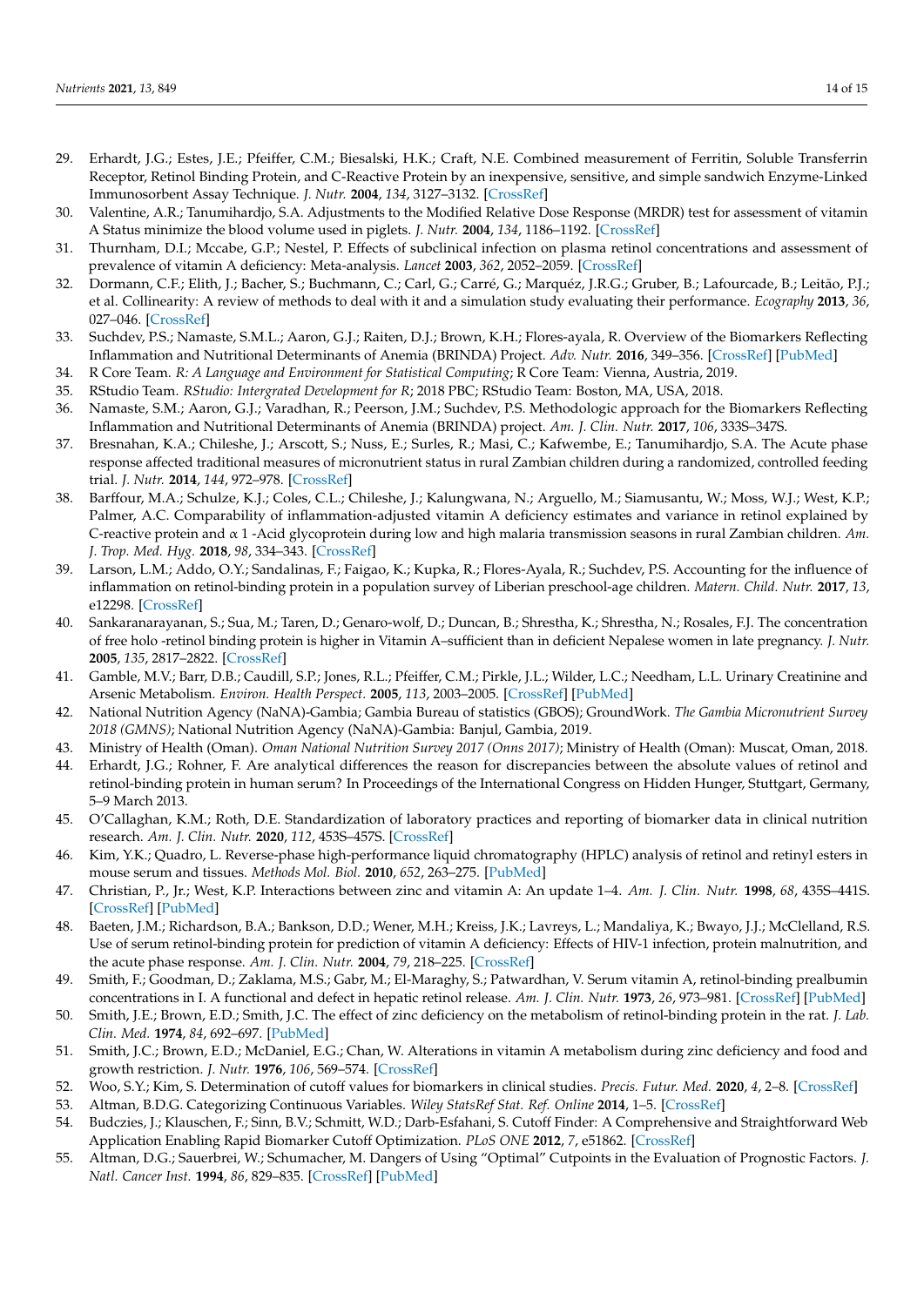29. Erhardt, J.G.; Estes, J.E.; Pfeiffer, C.M.; Biesalski, H.K.; Craft, N.E. Combined measurement of Ferritin, Soluble Transferrin Receptor, Retinol Binding Protein, and C-Reactive Protein by an inexpensive, sensitive, and simple sandwich Enzyme-Linked Immunosorbent Assay Technique. *J. Nutr.* **2004**, *134*, 3127–3132. [CrossRef]
30. Valentine, A.R.; Tanumihardjo, S.A. Adjustments to the Modified Relative Dose Response (MRDR) test for assessment of vitamin A Status minimize the blood volume used in piglets. *J. Nutr.* **2004**, *134*, 1186–1192. [CrossRef]
31. Thurnham, D.I.; Mccabe, G.P.; Nestel, P. Effects of subclinical infection on plasma retinol concentrations and assessment of prevalence of vitamin A deficiency: Meta-analysis. *Lancet* **2003**, *362*, 2052–2059. [CrossRef]
32. Dormann, C.F.; Elith, J.; Bacher, S.; Buchmann, C.; Carl, G.; Carré, G.; Marquéz, J.R.G.; Gruber, B.; Lafourcade, B.; Leitão, P.J.; et al. Collinearity: A review of methods to deal with it and a simulation study evaluating their performance. *Ecography* **2013**, *36*, 027–046. [CrossRef]
33. Suchdev, P.S.; Namaste, S.M.L.; Aaron, G.J.; Raiten, D.J.; Brown, K.H.; Flores-ayala, R. Overview of the Biomarkers Reflecting Inflammation and Nutritional Determinants of Anemia (BRINDA) Project. *Adv. Nutr.* **2016**, 349–356. [CrossRef] [PubMed]
34. R Core Team. *R: A Language and Environment for Statistical Computing*; R Core Team: Vienna, Austria, 2019.
35. RStudio Team. *RStudio: Intergrated Development for R*; 2018 PBC; RStudio Team: Boston, MA, USA, 2018.
36. Namaste, S.M.; Aaron, G.J.; Varadhan, R.; Peerson, J.M.; Suchdev, P.S. Methodologic approach for the Biomarkers Reflecting Inflammation and Nutritional Determinants of Anemia (BRINDA) project. *Am. J. Clin. Nutr.* **2017**, *106*, 333S–347S.
37. Bresnahan, K.A.; Chileshe, J.; Arscott, S.; Nuss, E.; Surles, R.; Masi, C.; Kafwembe, E.; Tanumihardjo, S.A. The Acute phase response affected traditional measures of micronutrient status in rural Zambian children during a randomized, controlled feeding trial. *J. Nutr.* **2014**, *144*, 972–978. [CrossRef]
38. Barffour, M.A.; Schulze, K.J.; Coles, C.L.; Chileshe, J.; Kalungwana, N.; Arguello, M.; Siamusantu, W.; Moss, W.J.; West, K.P.; Palmer, A.C. Comparability of inflammation-adjusted vitamin A deficiency estimates and variance in retinol explained by C-reactive protein and α 1 -Acid glycoprotein during low and high malaria transmission seasons in rural Zambian children. *Am. J. Trop. Med. Hyg.* **2018**, *98*, 334–343. [CrossRef]
39. Larson, L.M.; Addo, O.Y.; Sandalinas, F.; Faigao, K.; Kupka, R.; Flores-Ayala, R.; Suchdev, P.S. Accounting for the influence of inflammation on retinol-binding protein in a population survey of Liberian preschool-age children. *Matern. Child. Nutr.* **2017**, *13*, e12298. [CrossRef]
40. Sankaranarayanan, S.; Sua, M.; Taren, D.; Genaro-wolf, D.; Duncan, B.; Shrestha, K.; Shrestha, N.; Rosales, F.J. The concentration of free holo -retinol binding protein is higher in Vitamin A–sufficient than in deficient Nepalese women in late pregnancy. *J. Nutr.* **2005**, *135*, 2817–2822. [CrossRef]
41. Gamble, M.V.; Barr, D.B.; Caudill, S.P.; Jones, R.L.; Pfeiffer, C.M.; Pirkle, J.L.; Wilder, L.C.; Needham, L.L. Urinary Creatinine and Arsenic Metabolism. *Environ. Health Perspect.* **2005**, *113*, 2003–2005. [CrossRef] [PubMed]
42. National Nutrition Agency (NaNA)-Gambia; Gambia Bureau of statistics (GBOS); GroundWork. *The Gambia Micronutrient Survey 2018 (GMNS)*; National Nutrition Agency (NaNA)-Gambia: Banjul, Gambia, 2019.
43. Ministry of Health (Oman). *Oman National Nutrition Survey 2017 (Onns 2017)*; Ministry of Health (Oman): Muscat, Oman, 2018.
44. Erhardt, J.G.; Rohner, F. Are analytical differences the reason for discrepancies between the absolute values of retinol and retinol-binding protein in human serum? In Proceedings of the International Congress on Hidden Hunger, Stuttgart, Germany, 5–9 March 2013.
45. O'Callaghan, K.M.; Roth, D.E. Standardization of laboratory practices and reporting of biomarker data in clinical nutrition research. *Am. J. Clin. Nutr.* **2020**, *112*, 453S–457S. [CrossRef]
46. Kim, Y.K.; Quadro, L. Reverse-phase high-performance liquid chromatography (HPLC) analysis of retinol and retinyl esters in mouse serum and tissues. *Methods Mol. Biol.* **2010**, *652*, 263–275. [PubMed]
47. Christian, P., Jr.; West, K.P. Interactions between zinc and vitamin A: An update 1–4. *Am. J. Clin. Nutr.* **1998**, *68*, 435S–441S. [CrossRef] [PubMed]
48. Baeten, J.M.; Richardson, B.A.; Bankson, D.D.; Wener, M.H.; Kreiss, J.K.; Lavreys, L.; Mandaliya, K.; Bwayo, J.J.; McClelland, R.S. Use of serum retinol-binding protein for prediction of vitamin A deficiency: Effects of HIV-1 infection, protein malnutrition, and the acute phase response. *Am. J. Clin. Nutr.* **2004**, *79*, 218–225. [CrossRef]
49. Smith, F.; Goodman, D.; Zaklama, M.S.; Gabr, M.; El-Maraghy, S.; Patwardhan, V. Serum vitamin A, retinol-binding prealbumin concentrations in I. A functional and defect in hepatic retinol release. *Am. J. Clin. Nutr.* **1973**, *26*, 973–981. [CrossRef] [PubMed]
50. Smith, J.E.; Brown, E.D.; Smith, J.C. The effect of zinc deficiency on the metabolism of retinol-binding protein in the rat. *J. Lab. Clin. Med.* **1974**, *84*, 692–697. [PubMed]
51. Smith, J.C.; Brown, E.D.; McDaniel, E.G.; Chan, W. Alterations in vitamin A metabolism during zinc deficiency and food and growth restriction. *J. Nutr.* **1976**, *106*, 569–574. [CrossRef]
52. Woo, S.Y.; Kim, S. Determination of cutoff values for biomarkers in clinical studies. *Precis. Futur. Med.* **2020**, *4*, 2–8. [CrossRef]
53. Altman, B.D.G. Categorizing Continuous Variables. *Wiley StatsRef Stat. Ref. Online* **2014**, 1–5. [CrossRef]
54. Budczies, J.; Klauschen, F.; Sinn, B.V.; Schmitt, W.D.; Darb-Esfahani, S. Cutoff Finder: A Comprehensive and Straightforward Web Application Enabling Rapid Biomarker Cutoff Optimization. *PLoS ONE* **2012**, *7*, e51862. [CrossRef]
55. Altman, D.G.; Sauerbrei, W.; Schumacher, M. Dangers of Using "Optimal" Cutpoints in the Evaluation of Prognostic Factors. *J. Natl. Cancer Inst.* **1994**, *86*, 829–835. [CrossRef] [PubMed]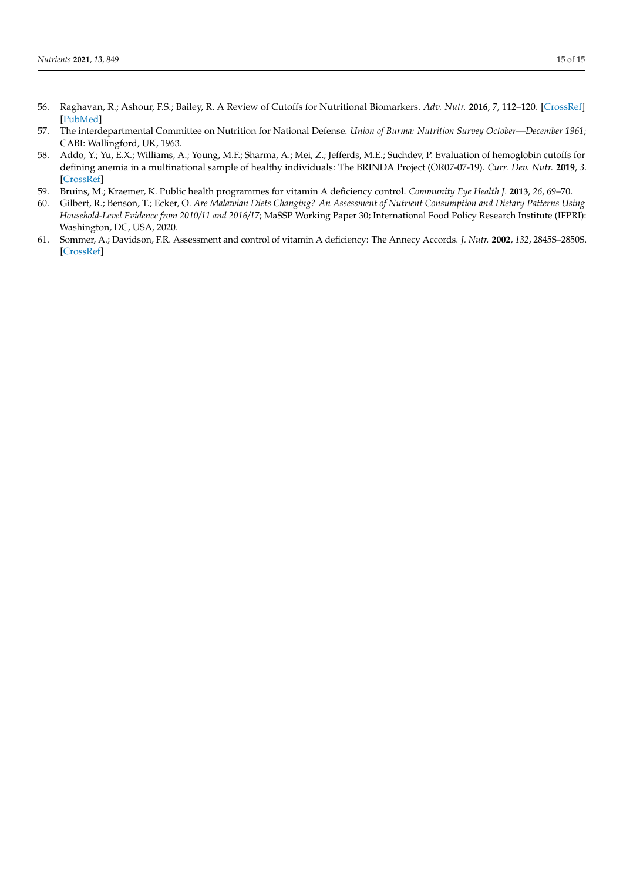56. Raghavan, R.; Ashour, F.S.; Bailey, R. A Review of Cutoffs for Nutritional Biomarkers. *Adv. Nutr.* **2016**, *7*, 112–120. [CrossRef] [PubMed]
57. The interdepartmental Committee on Nutrition for National Defense. *Union of Burma: Nutrition Survey October—December 1961*; CABI: Wallingford, UK, 1963.
58. Addo, Y.; Yu, E.X.; Williams, A.; Young, M.F.; Sharma, A.; Mei, Z.; Jefferds, M.E.; Suchdev, P. Evaluation of hemoglobin cutoffs for defining anemia in a multinational sample of healthy individuals: The BRINDA Project (OR07-07-19). *Curr. Dev. Nutr.* **2019**, *3*. [CrossRef]
59. Bruins, M.; Kraemer, K. Public health programmes for vitamin A deficiency control. *Community Eye Health J.* **2013**, *26*, 69–70.
60. Gilbert, R.; Benson, T.; Ecker, O. *Are Malawian Diets Changing? An Assessment of Nutrient Consumption and Dietary Patterns Using Household-Level Evidence from 2010/11 and 2016/17*; MaSSP Working Paper 30; International Food Policy Research Institute (IFPRI): Washington, DC, USA, 2020.
61. Sommer, A.; Davidson, F.R. Assessment and control of vitamin A deficiency: The Annecy Accords. *J. Nutr.* **2002**, *132*, 2845S–2850S. [CrossRef]